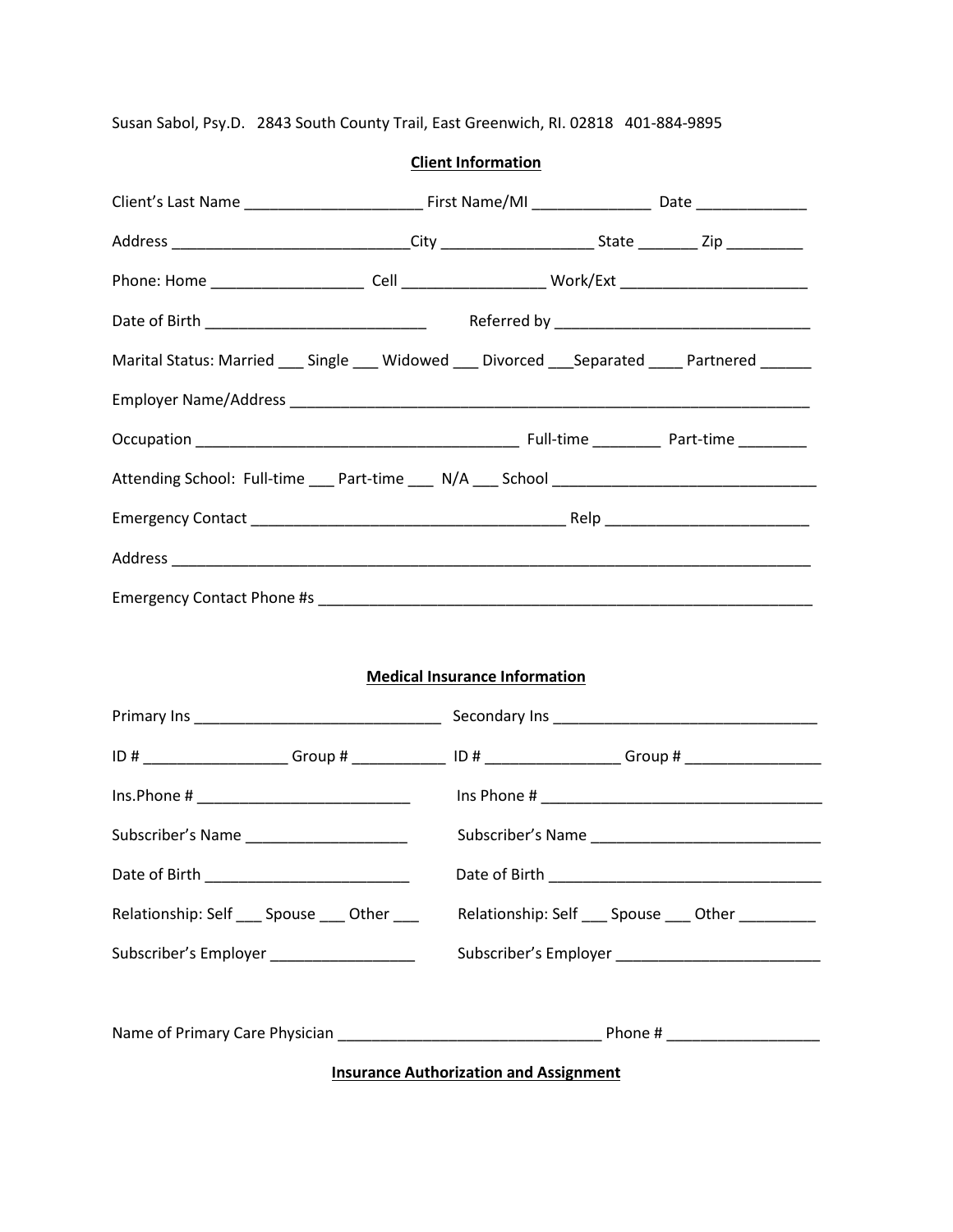Susan Sabol, Psy.D. 2843 South County Trail, East Greenwich, RI. 02818 401-884-9895

## Client Information

Client's Last Name _____________________ First Name/MI ______________ Date _____________

Address ____________________________City __________________ State _______ Zip _________

Phone: Home __________________ Cell _________________ Work/Ext ______________________

Date of Birth __________________________ Referred by ______________________________

Marital Status: Married ___ Single ___ Widowed ___ Divorced ___Separated ____ Partnered ______

Employer Name/Address ______________________________________________________________

Occupation ______________________________________ Full-time ________ Part-time ________

Attending School: Full-time ___ Part-time ___ N/A ___ School _______________________________

Emergency Contact _____________________________________ Relp ________________________

Address ___________________________________________________________________________

Emergency Contact Phone #s _________________________________________________________

## Medical Insurance Information

Primary Ins _____________________________ Secondary Ins _______________________________

ID # _________________ Group # ___________ ID # ________________ Group # ________________

Ins.Phone # _________________________ Ins Phone # _________________________________

Subscriber's Name ___________________ Subscriber's Name ___________________________

Date of Birth ________________________ Date of Birth _________________________________

Relationship: Self ___ Spouse ___ Other ___ Relationship: Self ___ Spouse ___ Other _________

Subscriber's Employer _________________ Subscriber's Employer ________________________

Name of Primary Care Physician _______________________________ Phone # __________________

## Insurance Authorization and Assignment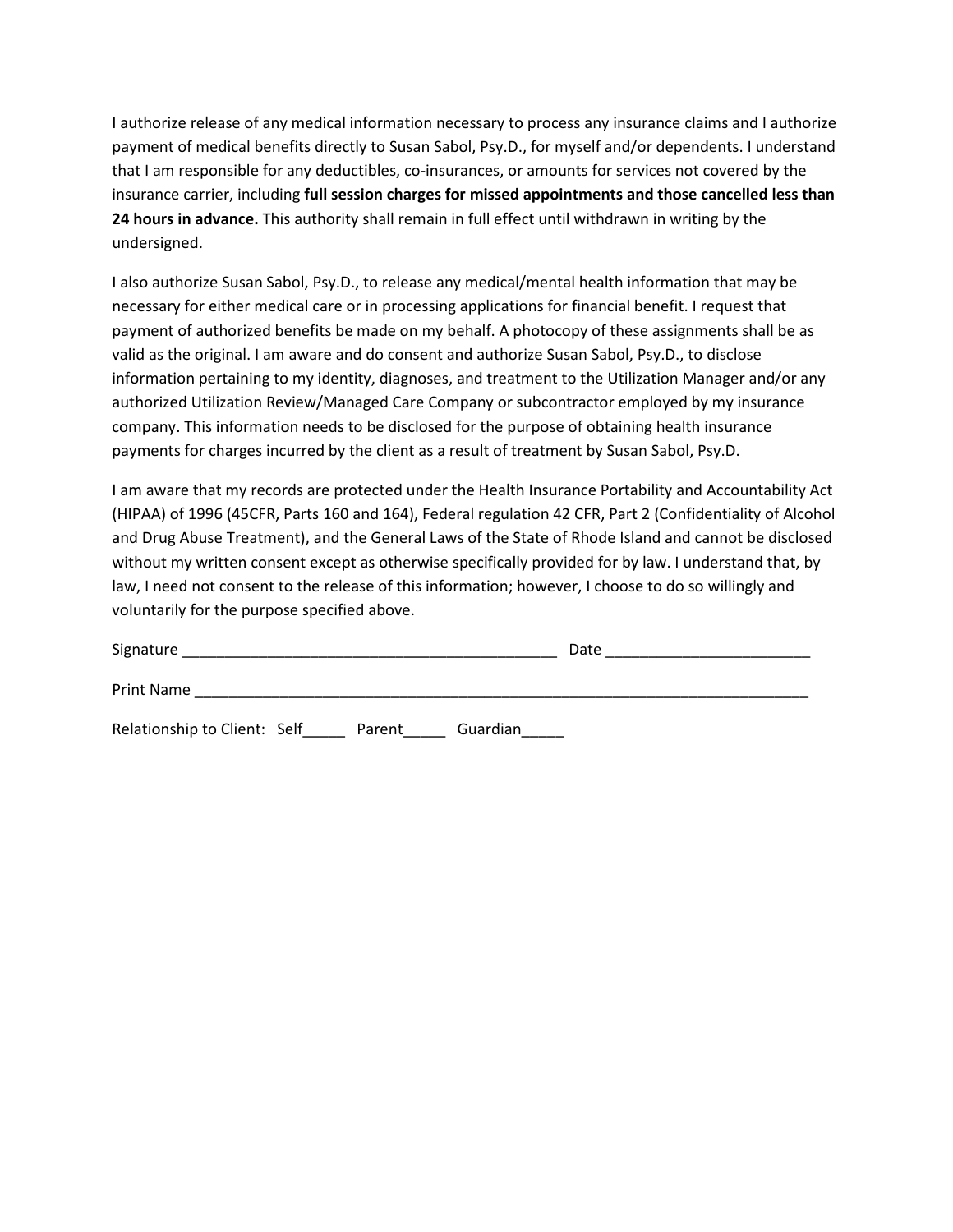I authorize release of any medical information necessary to process any insurance claims and I authorize payment of medical benefits directly to Susan Sabol, Psy.D., for myself and/or dependents. I understand that I am responsible for any deductibles, co-insurances, or amounts for services not covered by the insurance carrier, including **full session charges for missed appointments and those cancelled less than 24 hours in advance.** This authority shall remain in full effect until withdrawn in writing by the undersigned.

I also authorize Susan Sabol, Psy.D., to release any medical/mental health information that may be necessary for either medical care or in processing applications for financial benefit. I request that payment of authorized benefits be made on my behalf. A photocopy of these assignments shall be as valid as the original. I am aware and do consent and authorize Susan Sabol, Psy.D., to disclose information pertaining to my identity, diagnoses, and treatment to the Utilization Manager and/or any authorized Utilization Review/Managed Care Company or subcontractor employed by my insurance company. This information needs to be disclosed for the purpose of obtaining health insurance payments for charges incurred by the client as a result of treatment by Susan Sabol, Psy.D.

I am aware that my records are protected under the Health Insurance Portability and Accountability Act (HIPAA) of 1996 (45CFR, Parts 160 and 164), Federal regulation 42 CFR, Part 2 (Confidentiality of Alcohol and Drug Abuse Treatment), and the General Laws of the State of Rhode Island and cannot be disclosed without my written consent except as otherwise specifically provided for by law. I understand that, by law, I need not consent to the release of this information; however, I choose to do so willingly and voluntarily for the purpose specified above.

Signature _____________________________________________ Date ________________________

Print Name _________________________________________________________________________

Relationship to Client: Self_____ Parent_____ Guardian_____